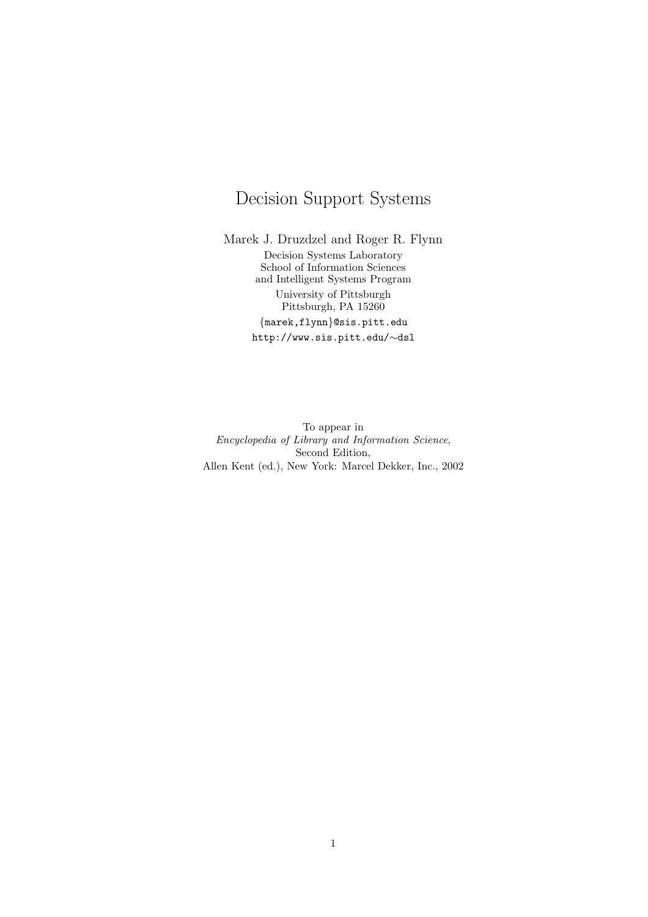# Decision Support Systems

Marek J. Druzdzel and Roger R. Flynn

Decision Systems Laboratory
School of Information Sciences
and Intelligent Systems Program
University of Pittsburgh
Pittsburgh, PA 15260
{marek,flynn}@sis.pitt.edu
http://www.sis.pitt.edu/∼dsl

To appear in
*Encyclopedia of Library and Information Science*,
Second Edition,
Allen Kent (ed.), New York: Marcel Dekker, Inc., 2002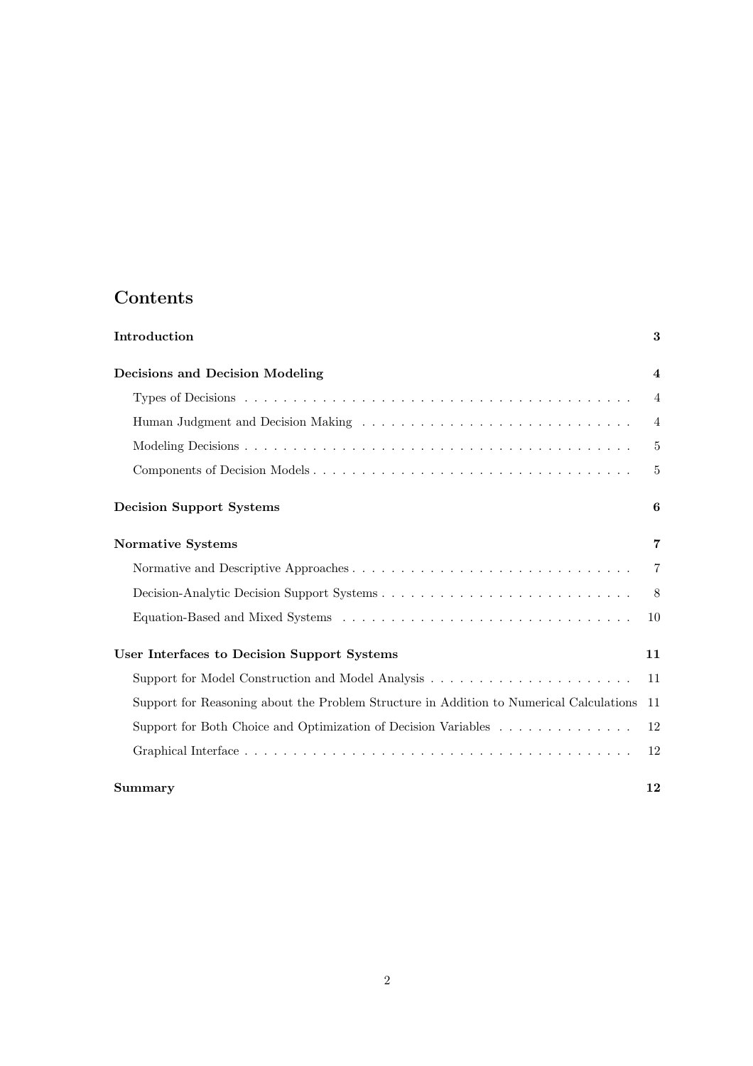# Contents

**Introduction** 3

**Decisions and Decision Modeling** 4

- Types of Decisions . . . 4
- Human Judgment and Decision Making . . . 4
- Modeling Decisions . . . 5
- Components of Decision Models . . . 5

**Decision Support Systems** 6

**Normative Systems** 7

- Normative and Descriptive Approaches . . . 7
- Decision-Analytic Decision Support Systems . . . 8
- Equation-Based and Mixed Systems . . . 10

**User Interfaces to Decision Support Systems** 11

- Support for Model Construction and Model Analysis . . . 11
- Support for Reasoning about the Problem Structure in Addition to Numerical Calculations 11
- Support for Both Choice and Optimization of Decision Variables . . . 12
- Graphical Interface . . . 12

**Summary** 12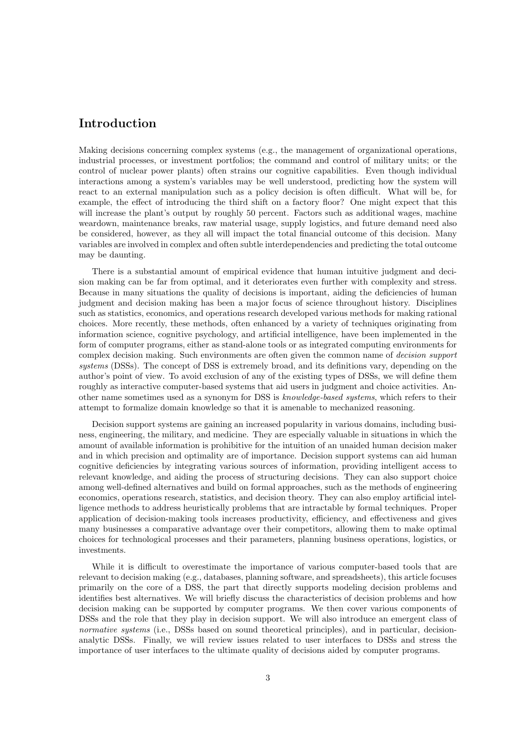# Introduction

Making decisions concerning complex systems (e.g., the management of organizational operations, industrial processes, or investment portfolios; the command and control of military units; or the control of nuclear power plants) often strains our cognitive capabilities. Even though individual interactions among a system's variables may be well understood, predicting how the system will react to an external manipulation such as a policy decision is often difficult. What will be, for example, the effect of introducing the third shift on a factory floor? One might expect that this will increase the plant's output by roughly 50 percent. Factors such as additional wages, machine weardown, maintenance breaks, raw material usage, supply logistics, and future demand need also be considered, however, as they all will impact the total financial outcome of this decision. Many variables are involved in complex and often subtle interdependencies and predicting the total outcome may be daunting.

There is a substantial amount of empirical evidence that human intuitive judgment and decision making can be far from optimal, and it deteriorates even further with complexity and stress. Because in many situations the quality of decisions is important, aiding the deficiencies of human judgment and decision making has been a major focus of science throughout history. Disciplines such as statistics, economics, and operations research developed various methods for making rational choices. More recently, these methods, often enhanced by a variety of techniques originating from information science, cognitive psychology, and artificial intelligence, have been implemented in the form of computer programs, either as stand-alone tools or as integrated computing environments for complex decision making. Such environments are often given the common name of *decision support systems* (DSSs). The concept of DSS is extremely broad, and its definitions vary, depending on the author's point of view. To avoid exclusion of any of the existing types of DSSs, we will define them roughly as interactive computer-based systems that aid users in judgment and choice activities. Another name sometimes used as a synonym for DSS is *knowledge-based systems*, which refers to their attempt to formalize domain knowledge so that it is amenable to mechanized reasoning.

Decision support systems are gaining an increased popularity in various domains, including business, engineering, the military, and medicine. They are especially valuable in situations in which the amount of available information is prohibitive for the intuition of an unaided human decision maker and in which precision and optimality are of importance. Decision support systems can aid human cognitive deficiencies by integrating various sources of information, providing intelligent access to relevant knowledge, and aiding the process of structuring decisions. They can also support choice among well-defined alternatives and build on formal approaches, such as the methods of engineering economics, operations research, statistics, and decision theory. They can also employ artificial intelligence methods to address heuristically problems that are intractable by formal techniques. Proper application of decision-making tools increases productivity, efficiency, and effectiveness and gives many businesses a comparative advantage over their competitors, allowing them to make optimal choices for technological processes and their parameters, planning business operations, logistics, or investments.

While it is difficult to overestimate the importance of various computer-based tools that are relevant to decision making (e.g., databases, planning software, and spreadsheets), this article focuses primarily on the core of a DSS, the part that directly supports modeling decision problems and identifies best alternatives. We will briefly discuss the characteristics of decision problems and how decision making can be supported by computer programs. We then cover various components of DSSs and the role that they play in decision support. We will also introduce an emergent class of *normative systems* (i.e., DSSs based on sound theoretical principles), and in particular, decision-analytic DSSs. Finally, we will review issues related to user interfaces to DSSs and stress the importance of user interfaces to the ultimate quality of decisions aided by computer programs.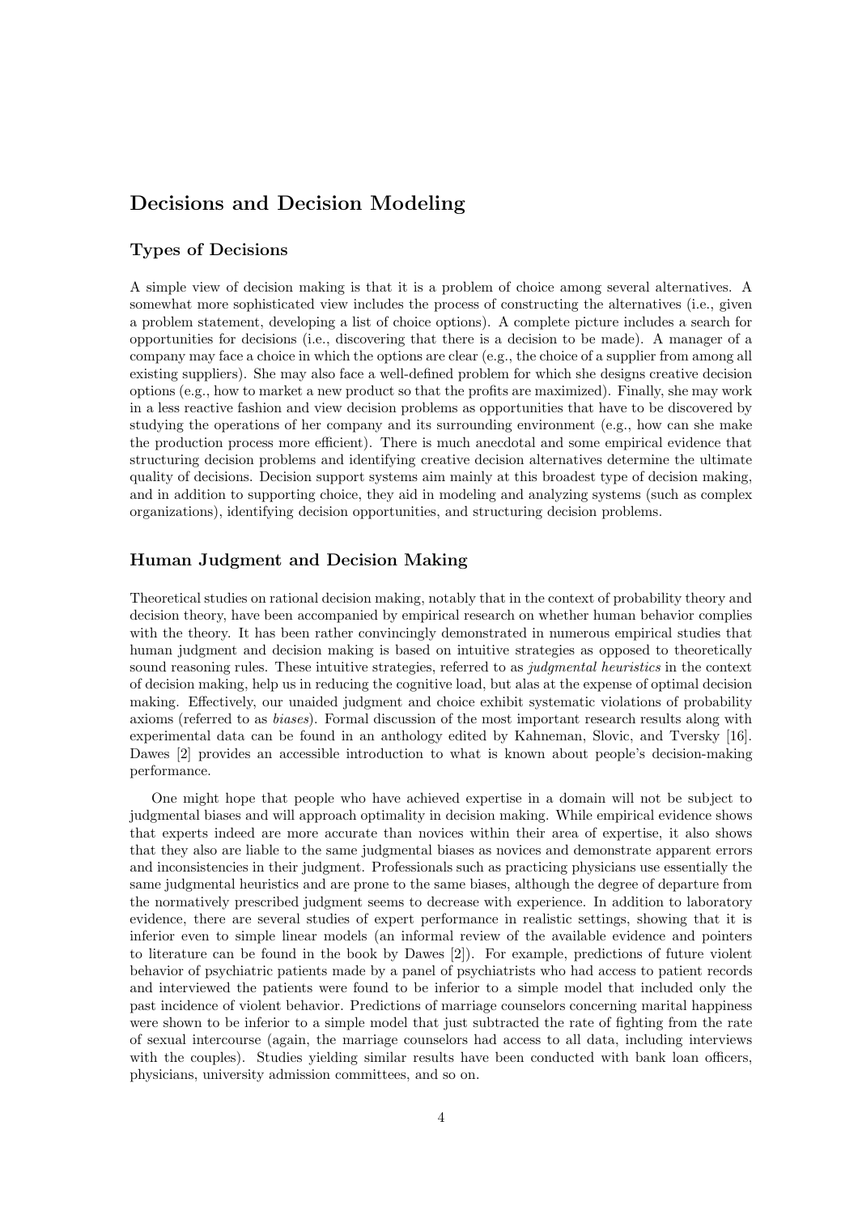## Decisions and Decision Modeling

### Types of Decisions

A simple view of decision making is that it is a problem of choice among several alternatives. A somewhat more sophisticated view includes the process of constructing the alternatives (i.e., given a problem statement, developing a list of choice options). A complete picture includes a search for opportunities for decisions (i.e., discovering that there is a decision to be made). A manager of a company may face a choice in which the options are clear (e.g., the choice of a supplier from among all existing suppliers). She may also face a well-defined problem for which she designs creative decision options (e.g., how to market a new product so that the profits are maximized). Finally, she may work in a less reactive fashion and view decision problems as opportunities that have to be discovered by studying the operations of her company and its surrounding environment (e.g., how can she make the production process more efficient). There is much anecdotal and some empirical evidence that structuring decision problems and identifying creative decision alternatives determine the ultimate quality of decisions. Decision support systems aim mainly at this broadest type of decision making, and in addition to supporting choice, they aid in modeling and analyzing systems (such as complex organizations), identifying decision opportunities, and structuring decision problems.

### Human Judgment and Decision Making

Theoretical studies on rational decision making, notably that in the context of probability theory and decision theory, have been accompanied by empirical research on whether human behavior complies with the theory. It has been rather convincingly demonstrated in numerous empirical studies that human judgment and decision making is based on intuitive strategies as opposed to theoretically sound reasoning rules. These intuitive strategies, referred to as *judgmental heuristics* in the context of decision making, help us in reducing the cognitive load, but alas at the expense of optimal decision making. Effectively, our unaided judgment and choice exhibit systematic violations of probability axioms (referred to as *biases*). Formal discussion of the most important research results along with experimental data can be found in an anthology edited by Kahneman, Slovic, and Tversky [16]. Dawes [2] provides an accessible introduction to what is known about people's decision-making performance.

One might hope that people who have achieved expertise in a domain will not be subject to judgmental biases and will approach optimality in decision making. While empirical evidence shows that experts indeed are more accurate than novices within their area of expertise, it also shows that they also are liable to the same judgmental biases as novices and demonstrate apparent errors and inconsistencies in their judgment. Professionals such as practicing physicians use essentially the same judgmental heuristics and are prone to the same biases, although the degree of departure from the normatively prescribed judgment seems to decrease with experience. In addition to laboratory evidence, there are several studies of expert performance in realistic settings, showing that it is inferior even to simple linear models (an informal review of the available evidence and pointers to literature can be found in the book by Dawes [2]). For example, predictions of future violent behavior of psychiatric patients made by a panel of psychiatrists who had access to patient records and interviewed the patients were found to be inferior to a simple model that included only the past incidence of violent behavior. Predictions of marriage counselors concerning marital happiness were shown to be inferior to a simple model that just subtracted the rate of fighting from the rate of sexual intercourse (again, the marriage counselors had access to all data, including interviews with the couples). Studies yielding similar results have been conducted with bank loan officers, physicians, university admission committees, and so on.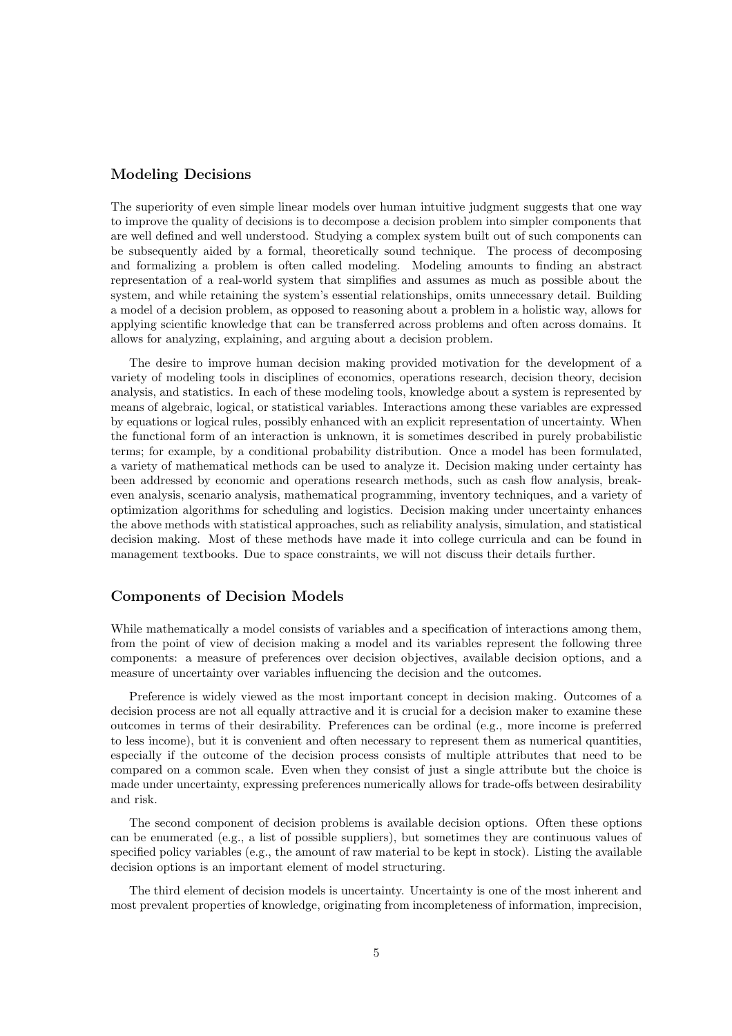## Modeling Decisions

The superiority of even simple linear models over human intuitive judgment suggests that one way to improve the quality of decisions is to decompose a decision problem into simpler components that are well defined and well understood. Studying a complex system built out of such components can be subsequently aided by a formal, theoretically sound technique. The process of decomposing and formalizing a problem is often called modeling. Modeling amounts to finding an abstract representation of a real-world system that simplifies and assumes as much as possible about the system, and while retaining the system's essential relationships, omits unnecessary detail. Building a model of a decision problem, as opposed to reasoning about a problem in a holistic way, allows for applying scientific knowledge that can be transferred across problems and often across domains. It allows for analyzing, explaining, and arguing about a decision problem.

The desire to improve human decision making provided motivation for the development of a variety of modeling tools in disciplines of economics, operations research, decision theory, decision analysis, and statistics. In each of these modeling tools, knowledge about a system is represented by means of algebraic, logical, or statistical variables. Interactions among these variables are expressed by equations or logical rules, possibly enhanced with an explicit representation of uncertainty. When the functional form of an interaction is unknown, it is sometimes described in purely probabilistic terms; for example, by a conditional probability distribution. Once a model has been formulated, a variety of mathematical methods can be used to analyze it. Decision making under certainty has been addressed by economic and operations research methods, such as cash flow analysis, break-even analysis, scenario analysis, mathematical programming, inventory techniques, and a variety of optimization algorithms for scheduling and logistics. Decision making under uncertainty enhances the above methods with statistical approaches, such as reliability analysis, simulation, and statistical decision making. Most of these methods have made it into college curricula and can be found in management textbooks. Due to space constraints, we will not discuss their details further.

## Components of Decision Models

While mathematically a model consists of variables and a specification of interactions among them, from the point of view of decision making a model and its variables represent the following three components: a measure of preferences over decision objectives, available decision options, and a measure of uncertainty over variables influencing the decision and the outcomes.

Preference is widely viewed as the most important concept in decision making. Outcomes of a decision process are not all equally attractive and it is crucial for a decision maker to examine these outcomes in terms of their desirability. Preferences can be ordinal (e.g., more income is preferred to less income), but it is convenient and often necessary to represent them as numerical quantities, especially if the outcome of the decision process consists of multiple attributes that need to be compared on a common scale. Even when they consist of just a single attribute but the choice is made under uncertainty, expressing preferences numerically allows for trade-offs between desirability and risk.

The second component of decision problems is available decision options. Often these options can be enumerated (e.g., a list of possible suppliers), but sometimes they are continuous values of specified policy variables (e.g., the amount of raw material to be kept in stock). Listing the available decision options is an important element of model structuring.

The third element of decision models is uncertainty. Uncertainty is one of the most inherent and most prevalent properties of knowledge, originating from incompleteness of information, imprecision,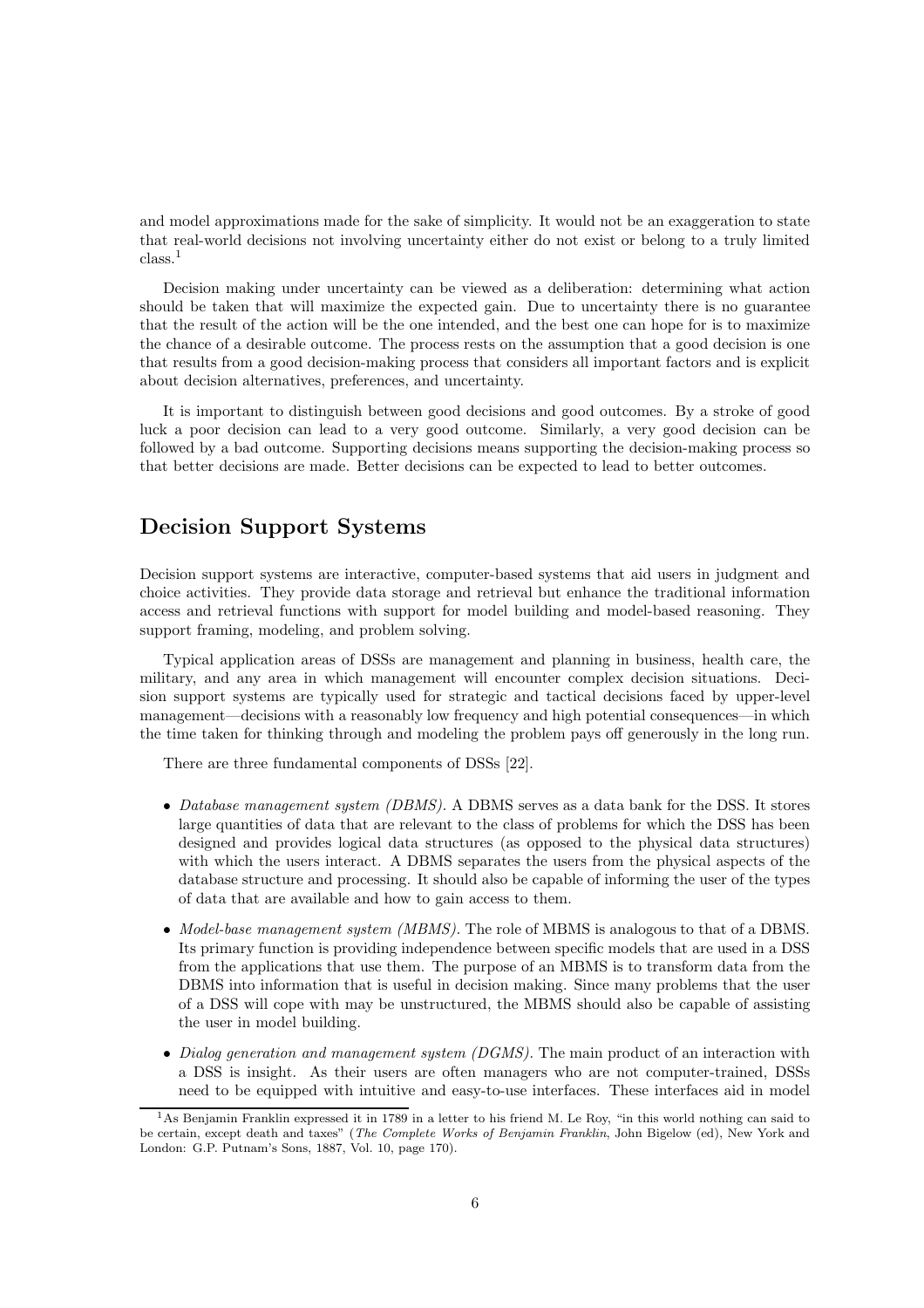and model approximations made for the sake of simplicity. It would not be an exaggeration to state that real-world decisions not involving uncertainty either do not exist or belong to a truly limited class.[1]

Decision making under uncertainty can be viewed as a deliberation: determining what action should be taken that will maximize the expected gain. Due to uncertainty there is no guarantee that the result of the action will be the one intended, and the best one can hope for is to maximize the chance of a desirable outcome. The process rests on the assumption that a good decision is one that results from a good decision-making process that considers all important factors and is explicit about decision alternatives, preferences, and uncertainty.

It is important to distinguish between good decisions and good outcomes. By a stroke of good luck a poor decision can lead to a very good outcome. Similarly, a very good decision can be followed by a bad outcome. Supporting decisions means supporting the decision-making process so that better decisions are made. Better decisions can be expected to lead to better outcomes.

## Decision Support Systems

Decision support systems are interactive, computer-based systems that aid users in judgment and choice activities. They provide data storage and retrieval but enhance the traditional information access and retrieval functions with support for model building and model-based reasoning. They support framing, modeling, and problem solving.

Typical application areas of DSSs are management and planning in business, health care, the military, and any area in which management will encounter complex decision situations. Decision support systems are typically used for strategic and tactical decisions faced by upper-level management—decisions with a reasonably low frequency and high potential consequences—in which the time taken for thinking through and modeling the problem pays off generously in the long run.

There are three fundamental components of DSSs [22].

- *Database management system (DBMS).* A DBMS serves as a data bank for the DSS. It stores large quantities of data that are relevant to the class of problems for which the DSS has been designed and provides logical data structures (as opposed to the physical data structures) with which the users interact. A DBMS separates the users from the physical aspects of the database structure and processing. It should also be capable of informing the user of the types of data that are available and how to gain access to them.
- *Model-base management system (MBMS).* The role of MBMS is analogous to that of a DBMS. Its primary function is providing independence between specific models that are used in a DSS from the applications that use them. The purpose of an MBMS is to transform data from the DBMS into information that is useful in decision making. Since many problems that the user of a DSS will cope with may be unstructured, the MBMS should also be capable of assisting the user in model building.
- *Dialog generation and management system (DGMS).* The main product of an interaction with a DSS is insight. As their users are often managers who are not computer-trained, DSSs need to be equipped with intuitive and easy-to-use interfaces. These interfaces aid in model

[1] As Benjamin Franklin expressed it in 1789 in a letter to his friend M. Le Roy, "in this world nothing can said to be certain, except death and taxes" (*The Complete Works of Benjamin Franklin*, John Bigelow (ed), New York and London: G.P. Putnam's Sons, 1887, Vol. 10, page 170).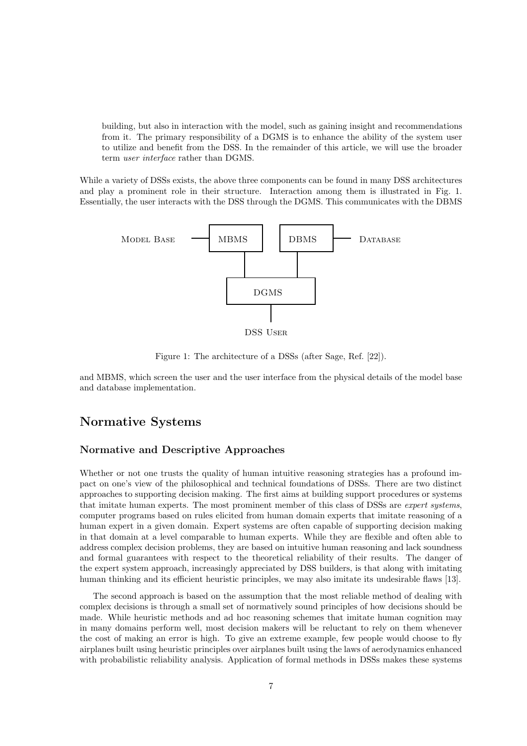building, but also in interaction with the model, such as gaining insight and recommendations from it. The primary responsibility of a DGMS is to enhance the ability of the system user to utilize and benefit from the DSS. In the remainder of this article, we will use the broader term *user interface* rather than DGMS.

While a variety of DSSs exists, the above three components can be found in many DSS architectures and play a prominent role in their structure. Interaction among them is illustrated in Fig. 1. Essentially, the user interacts with the DSS through the DGMS. This communicates with the DBMS

```
Model Base ——— [MBMS]     [DBMS] ——— Database
                  |          |
                  [  DGMS   ]
                       |
                   DSS User
```

Figure 1: The architecture of a DSSs (after Sage, Ref. [22]).

and MBMS, which screen the user and the user interface from the physical details of the model base and database implementation.

## Normative Systems

### Normative and Descriptive Approaches

Whether or not one trusts the quality of human intuitive reasoning strategies has a profound impact on one's view of the philosophical and technical foundations of DSSs. There are two distinct approaches to supporting decision making. The first aims at building support procedures or systems that imitate human experts. The most prominent member of this class of DSSs are *expert systems*, computer programs based on rules elicited from human domain experts that imitate reasoning of a human expert in a given domain. Expert systems are often capable of supporting decision making in that domain at a level comparable to human experts. While they are flexible and often able to address complex decision problems, they are based on intuitive human reasoning and lack soundness and formal guarantees with respect to the theoretical reliability of their results. The danger of the expert system approach, increasingly appreciated by DSS builders, is that along with imitating human thinking and its efficient heuristic principles, we may also imitate its undesirable flaws [13].

The second approach is based on the assumption that the most reliable method of dealing with complex decisions is through a small set of normatively sound principles of how decisions should be made. While heuristic methods and ad hoc reasoning schemes that imitate human cognition may in many domains perform well, most decision makers will be reluctant to rely on them whenever the cost of making an error is high. To give an extreme example, few people would choose to fly airplanes built using heuristic principles over airplanes built using the laws of aerodynamics enhanced with probabilistic reliability analysis. Application of formal methods in DSSs makes these systems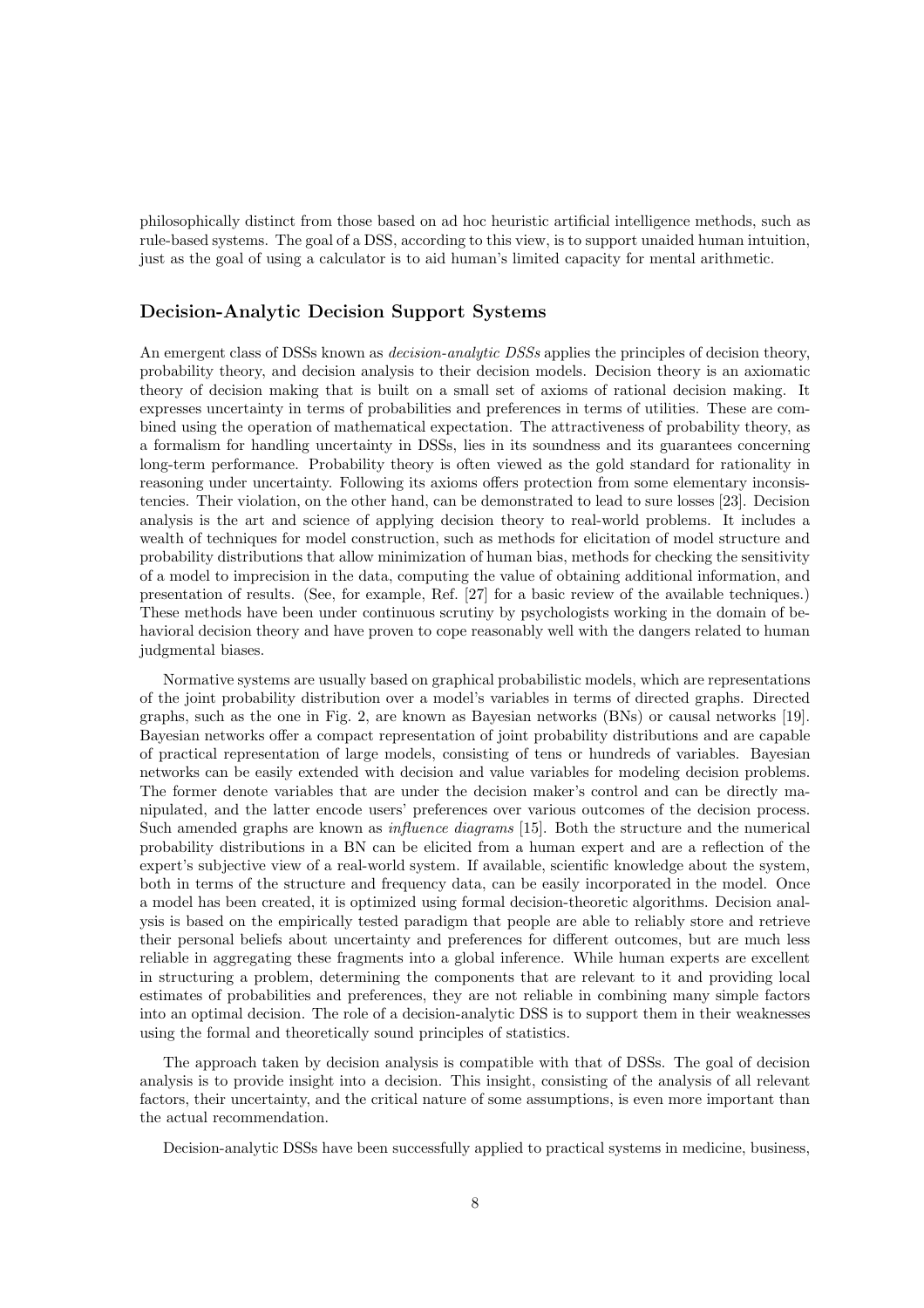philosophically distinct from those based on ad hoc heuristic artificial intelligence methods, such as rule-based systems. The goal of a DSS, according to this view, is to support unaided human intuition, just as the goal of using a calculator is to aid human's limited capacity for mental arithmetic.

### Decision-Analytic Decision Support Systems

An emergent class of DSSs known as *decision-analytic DSSs* applies the principles of decision theory, probability theory, and decision analysis to their decision models. Decision theory is an axiomatic theory of decision making that is built on a small set of axioms of rational decision making. It expresses uncertainty in terms of probabilities and preferences in terms of utilities. These are combined using the operation of mathematical expectation. The attractiveness of probability theory, as a formalism for handling uncertainty in DSSs, lies in its soundness and its guarantees concerning long-term performance. Probability theory is often viewed as the gold standard for rationality in reasoning under uncertainty. Following its axioms offers protection from some elementary inconsistencies. Their violation, on the other hand, can be demonstrated to lead to sure losses [23]. Decision analysis is the art and science of applying decision theory to real-world problems. It includes a wealth of techniques for model construction, such as methods for elicitation of model structure and probability distributions that allow minimization of human bias, methods for checking the sensitivity of a model to imprecision in the data, computing the value of obtaining additional information, and presentation of results. (See, for example, Ref. [27] for a basic review of the available techniques.) These methods have been under continuous scrutiny by psychologists working in the domain of behavioral decision theory and have proven to cope reasonably well with the dangers related to human judgmental biases.

Normative systems are usually based on graphical probabilistic models, which are representations of the joint probability distribution over a model's variables in terms of directed graphs. Directed graphs, such as the one in Fig. 2, are known as Bayesian networks (BNs) or causal networks [19]. Bayesian networks offer a compact representation of joint probability distributions and are capable of practical representation of large models, consisting of tens or hundreds of variables. Bayesian networks can be easily extended with decision and value variables for modeling decision problems. The former denote variables that are under the decision maker's control and can be directly manipulated, and the latter encode users' preferences over various outcomes of the decision process. Such amended graphs are known as *influence diagrams* [15]. Both the structure and the numerical probability distributions in a BN can be elicited from a human expert and are a reflection of the expert's subjective view of a real-world system. If available, scientific knowledge about the system, both in terms of the structure and frequency data, can be easily incorporated in the model. Once a model has been created, it is optimized using formal decision-theoretic algorithms. Decision analysis is based on the empirically tested paradigm that people are able to reliably store and retrieve their personal beliefs about uncertainty and preferences for different outcomes, but are much less reliable in aggregating these fragments into a global inference. While human experts are excellent in structuring a problem, determining the components that are relevant to it and providing local estimates of probabilities and preferences, they are not reliable in combining many simple factors into an optimal decision. The role of a decision-analytic DSS is to support them in their weaknesses using the formal and theoretically sound principles of statistics.

The approach taken by decision analysis is compatible with that of DSSs. The goal of decision analysis is to provide insight into a decision. This insight, consisting of the analysis of all relevant factors, their uncertainty, and the critical nature of some assumptions, is even more important than the actual recommendation.

Decision-analytic DSSs have been successfully applied to practical systems in medicine, business,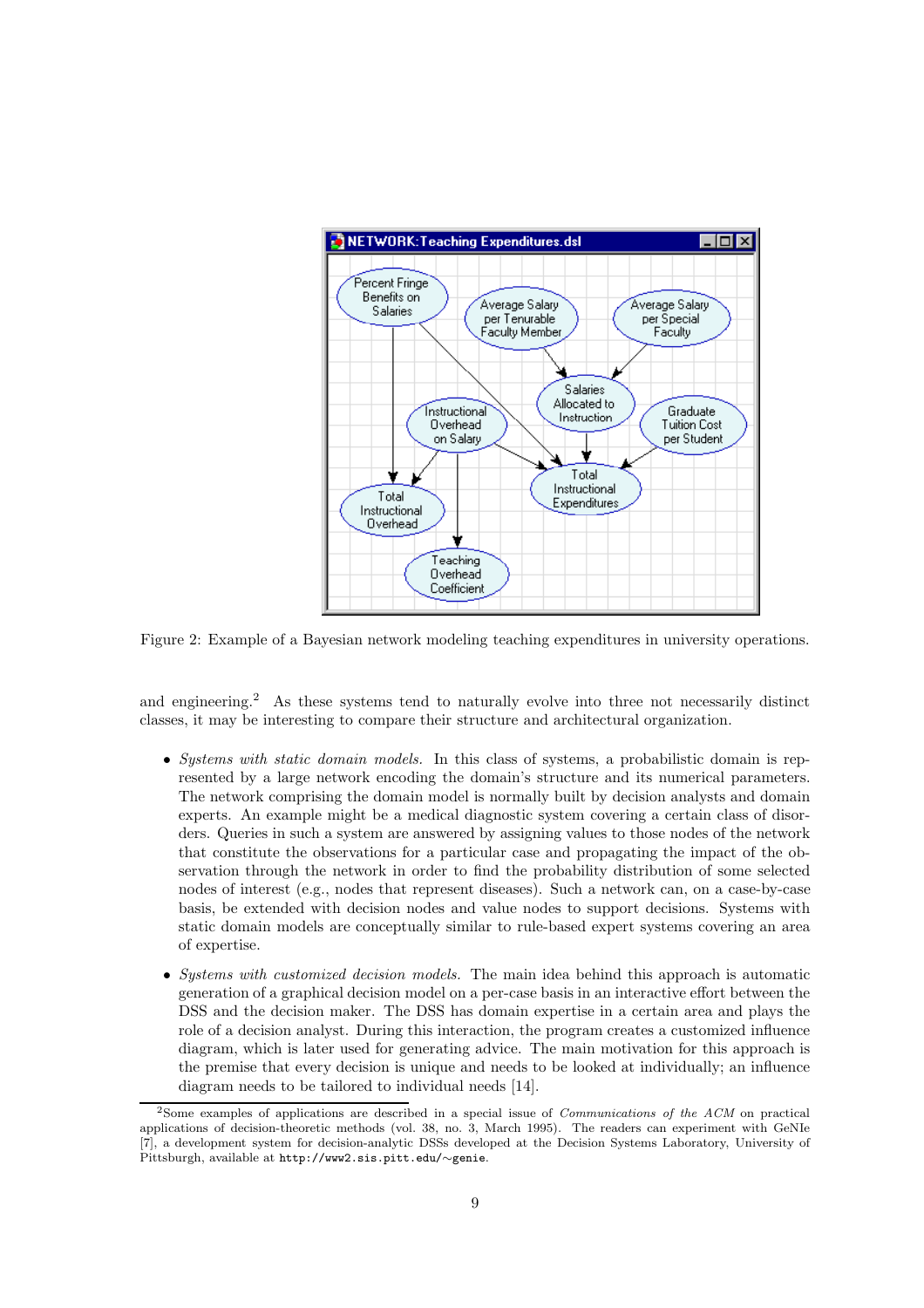Figure 2: Example of a Bayesian network modeling teaching expenditures in university operations.

and engineering.[2] As these systems tend to naturally evolve into three not necessarily distinct classes, it may be interesting to compare their structure and architectural organization.

- *Systems with static domain models.* In this class of systems, a probabilistic domain is represented by a large network encoding the domain's structure and its numerical parameters. The network comprising the domain model is normally built by decision analysts and domain experts. An example might be a medical diagnostic system covering a certain class of disorders. Queries in such a system are answered by assigning values to those nodes of the network that constitute the observations for a particular case and propagating the impact of the observation through the network in order to find the probability distribution of some selected nodes of interest (e.g., nodes that represent diseases). Such a network can, on a case-by-case basis, be extended with decision nodes and value nodes to support decisions. Systems with static domain models are conceptually similar to rule-based expert systems covering an area of expertise.

- *Systems with customized decision models.* The main idea behind this approach is automatic generation of a graphical decision model on a per-case basis in an interactive effort between the DSS and the decision maker. The DSS has domain expertise in a certain area and plays the role of a decision analyst. During this interaction, the program creates a customized influence diagram, which is later used for generating advice. The main motivation for this approach is the premise that every decision is unique and needs to be looked at individually; an influence diagram needs to be tailored to individual needs [14].

[2] Some examples of applications are described in a special issue of *Communications of the ACM* on practical applications of decision-theoretic methods (vol. 38, no. 3, March 1995). The readers can experiment with GeNIe [7], a development system for decision-analytic DSSs developed at the Decision Systems Laboratory, University of Pittsburgh, available at `http://www2.sis.pitt.edu/~genie`.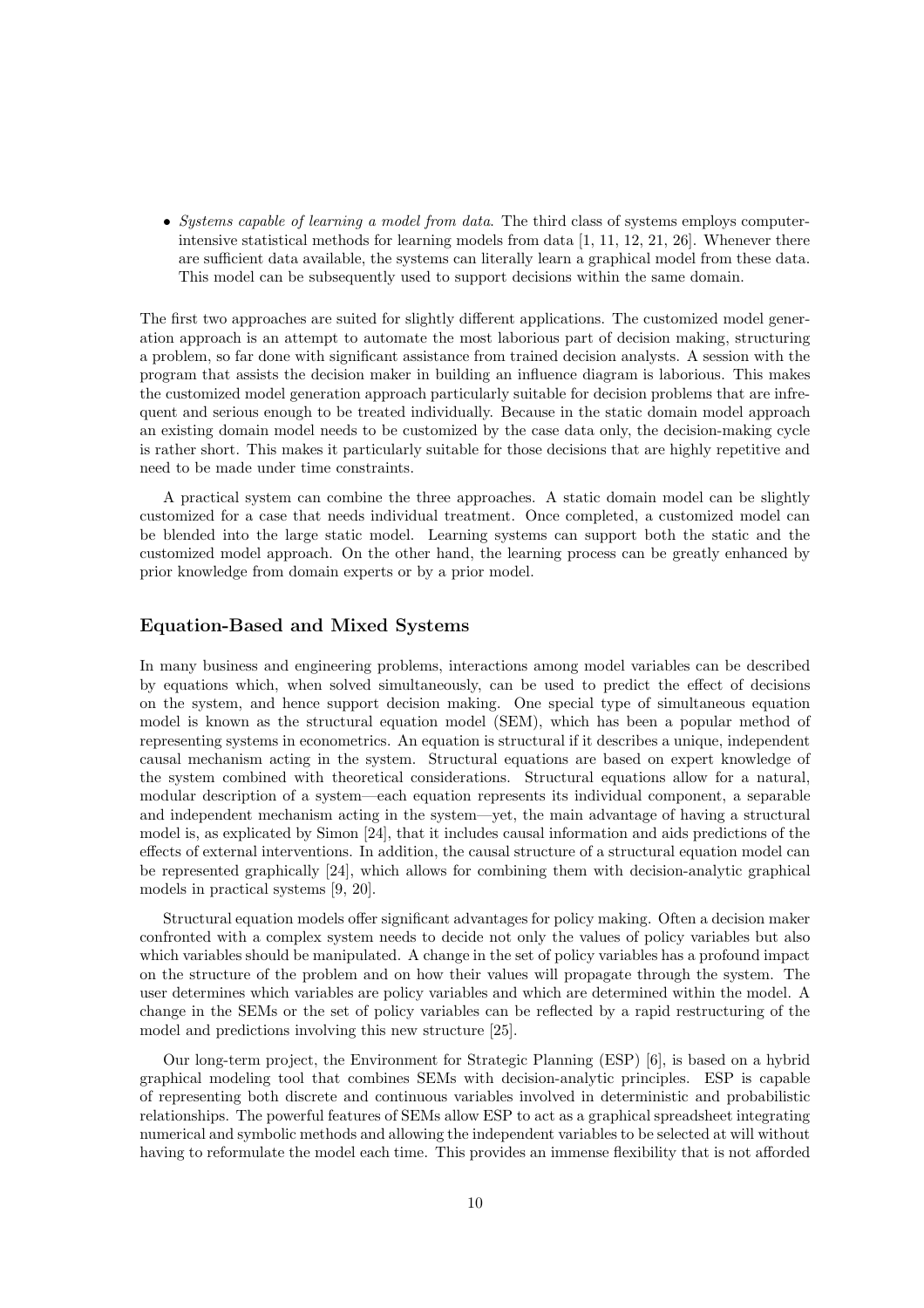- *Systems capable of learning a model from data*. The third class of systems employs computer-intensive statistical methods for learning models from data [1, 11, 12, 21, 26]. Whenever there are sufficient data available, the systems can literally learn a graphical model from these data. This model can be subsequently used to support decisions within the same domain.

The first two approaches are suited for slightly different applications. The customized model generation approach is an attempt to automate the most laborious part of decision making, structuring a problem, so far done with significant assistance from trained decision analysts. A session with the program that assists the decision maker in building an influence diagram is laborious. This makes the customized model generation approach particularly suitable for decision problems that are infrequent and serious enough to be treated individually. Because in the static domain model approach an existing domain model needs to be customized by the case data only, the decision-making cycle is rather short. This makes it particularly suitable for those decisions that are highly repetitive and need to be made under time constraints.

A practical system can combine the three approaches. A static domain model can be slightly customized for a case that needs individual treatment. Once completed, a customized model can be blended into the large static model. Learning systems can support both the static and the customized model approach. On the other hand, the learning process can be greatly enhanced by prior knowledge from domain experts or by a prior model.

## Equation-Based and Mixed Systems

In many business and engineering problems, interactions among model variables can be described by equations which, when solved simultaneously, can be used to predict the effect of decisions on the system, and hence support decision making. One special type of simultaneous equation model is known as the structural equation model (SEM), which has been a popular method of representing systems in econometrics. An equation is structural if it describes a unique, independent causal mechanism acting in the system. Structural equations are based on expert knowledge of the system combined with theoretical considerations. Structural equations allow for a natural, modular description of a system—each equation represents its individual component, a separable and independent mechanism acting in the system—yet, the main advantage of having a structural model is, as explicated by Simon [24], that it includes causal information and aids predictions of the effects of external interventions. In addition, the causal structure of a structural equation model can be represented graphically [24], which allows for combining them with decision-analytic graphical models in practical systems [9, 20].

Structural equation models offer significant advantages for policy making. Often a decision maker confronted with a complex system needs to decide not only the values of policy variables but also which variables should be manipulated. A change in the set of policy variables has a profound impact on the structure of the problem and on how their values will propagate through the system. The user determines which variables are policy variables and which are determined within the model. A change in the SEMs or the set of policy variables can be reflected by a rapid restructuring of the model and predictions involving this new structure [25].

Our long-term project, the Environment for Strategic Planning (ESP) [6], is based on a hybrid graphical modeling tool that combines SEMs with decision-analytic principles. ESP is capable of representing both discrete and continuous variables involved in deterministic and probabilistic relationships. The powerful features of SEMs allow ESP to act as a graphical spreadsheet integrating numerical and symbolic methods and allowing the independent variables to be selected at will without having to reformulate the model each time. This provides an immense flexibility that is not afforded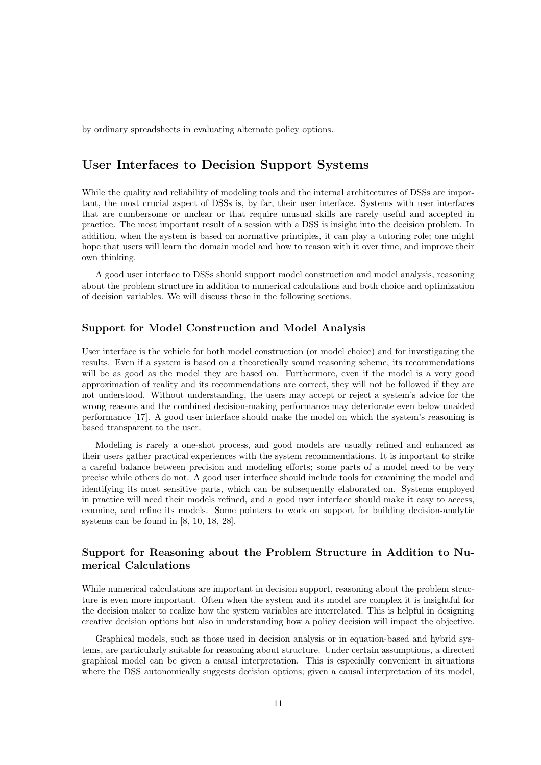by ordinary spreadsheets in evaluating alternate policy options.

## User Interfaces to Decision Support Systems

While the quality and reliability of modeling tools and the internal architectures of DSSs are important, the most crucial aspect of DSSs is, by far, their user interface. Systems with user interfaces that are cumbersome or unclear or that require unusual skills are rarely useful and accepted in practice. The most important result of a session with a DSS is insight into the decision problem. In addition, when the system is based on normative principles, it can play a tutoring role; one might hope that users will learn the domain model and how to reason with it over time, and improve their own thinking.

A good user interface to DSSs should support model construction and model analysis, reasoning about the problem structure in addition to numerical calculations and both choice and optimization of decision variables. We will discuss these in the following sections.

### Support for Model Construction and Model Analysis

User interface is the vehicle for both model construction (or model choice) and for investigating the results. Even if a system is based on a theoretically sound reasoning scheme, its recommendations will be as good as the model they are based on. Furthermore, even if the model is a very good approximation of reality and its recommendations are correct, they will not be followed if they are not understood. Without understanding, the users may accept or reject a system's advice for the wrong reasons and the combined decision-making performance may deteriorate even below unaided performance [17]. A good user interface should make the model on which the system's reasoning is based transparent to the user.

Modeling is rarely a one-shot process, and good models are usually refined and enhanced as their users gather practical experiences with the system recommendations. It is important to strike a careful balance between precision and modeling efforts; some parts of a model need to be very precise while others do not. A good user interface should include tools for examining the model and identifying its most sensitive parts, which can be subsequently elaborated on. Systems employed in practice will need their models refined, and a good user interface should make it easy to access, examine, and refine its models. Some pointers to work on support for building decision-analytic systems can be found in [8, 10, 18, 28].

### Support for Reasoning about the Problem Structure in Addition to Numerical Calculations

While numerical calculations are important in decision support, reasoning about the problem structure is even more important. Often when the system and its model are complex it is insightful for the decision maker to realize how the system variables are interrelated. This is helpful in designing creative decision options but also in understanding how a policy decision will impact the objective.

Graphical models, such as those used in decision analysis or in equation-based and hybrid systems, are particularly suitable for reasoning about structure. Under certain assumptions, a directed graphical model can be given a causal interpretation. This is especially convenient in situations where the DSS autonomically suggests decision options; given a causal interpretation of its model,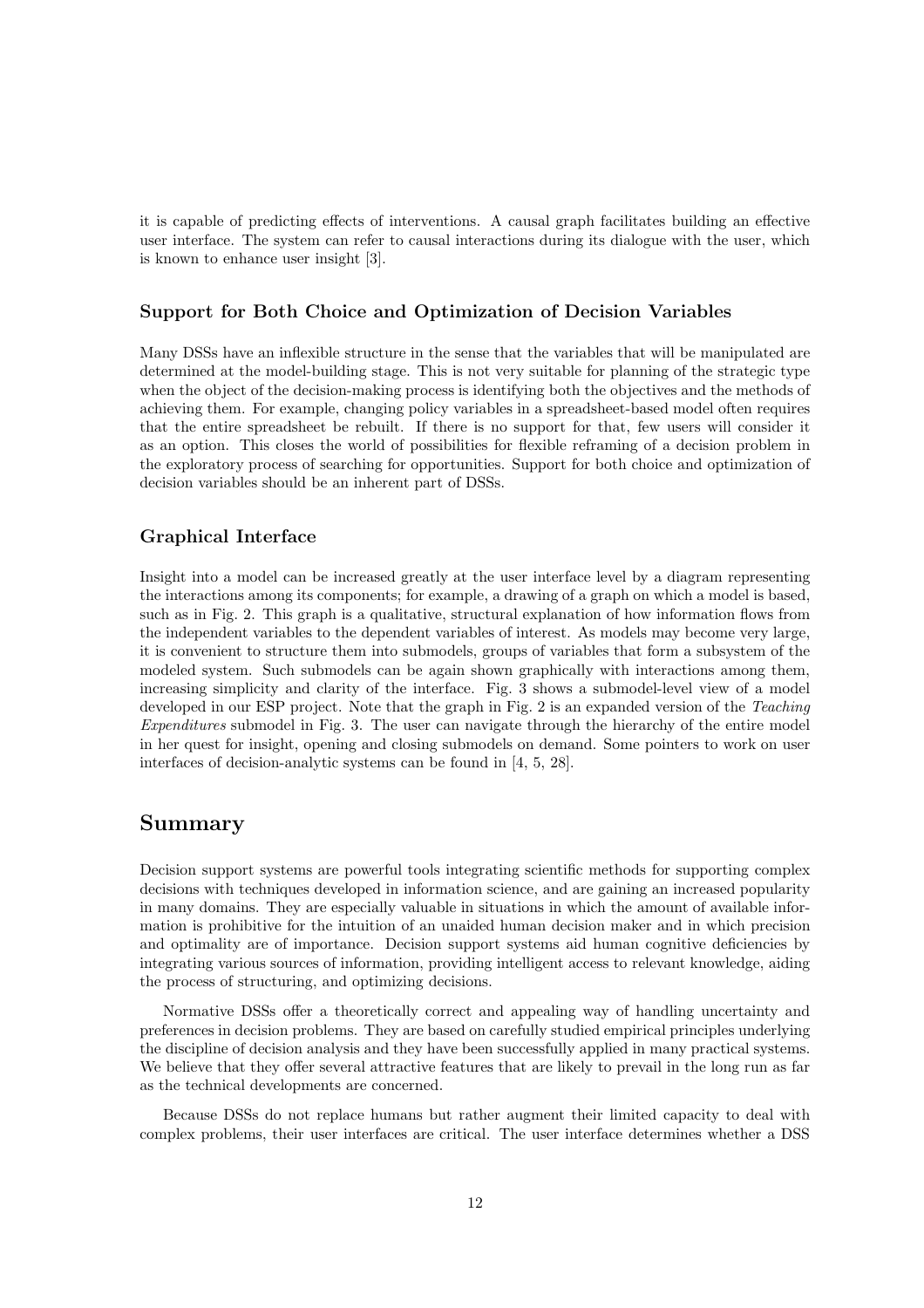it is capable of predicting effects of interventions. A causal graph facilitates building an effective user interface. The system can refer to causal interactions during its dialogue with the user, which is known to enhance user insight [3].

### Support for Both Choice and Optimization of Decision Variables

Many DSSs have an inflexible structure in the sense that the variables that will be manipulated are determined at the model-building stage. This is not very suitable for planning of the strategic type when the object of the decision-making process is identifying both the objectives and the methods of achieving them. For example, changing policy variables in a spreadsheet-based model often requires that the entire spreadsheet be rebuilt. If there is no support for that, few users will consider it as an option. This closes the world of possibilities for flexible reframing of a decision problem in the exploratory process of searching for opportunities. Support for both choice and optimization of decision variables should be an inherent part of DSSs.

### Graphical Interface

Insight into a model can be increased greatly at the user interface level by a diagram representing the interactions among its components; for example, a drawing of a graph on which a model is based, such as in Fig. 2. This graph is a qualitative, structural explanation of how information flows from the independent variables to the dependent variables of interest. As models may become very large, it is convenient to structure them into submodels, groups of variables that form a subsystem of the modeled system. Such submodels can be again shown graphically with interactions among them, increasing simplicity and clarity of the interface. Fig. 3 shows a submodel-level view of a model developed in our ESP project. Note that the graph in Fig. 2 is an expanded version of the *Teaching Expenditures* submodel in Fig. 3. The user can navigate through the hierarchy of the entire model in her quest for insight, opening and closing submodels on demand. Some pointers to work on user interfaces of decision-analytic systems can be found in [4, 5, 28].

## Summary

Decision support systems are powerful tools integrating scientific methods for supporting complex decisions with techniques developed in information science, and are gaining an increased popularity in many domains. They are especially valuable in situations in which the amount of available information is prohibitive for the intuition of an unaided human decision maker and in which precision and optimality are of importance. Decision support systems aid human cognitive deficiencies by integrating various sources of information, providing intelligent access to relevant knowledge, aiding the process of structuring, and optimizing decisions.

Normative DSSs offer a theoretically correct and appealing way of handling uncertainty and preferences in decision problems. They are based on carefully studied empirical principles underlying the discipline of decision analysis and they have been successfully applied in many practical systems. We believe that they offer several attractive features that are likely to prevail in the long run as far as the technical developments are concerned.

Because DSSs do not replace humans but rather augment their limited capacity to deal with complex problems, their user interfaces are critical. The user interface determines whether a DSS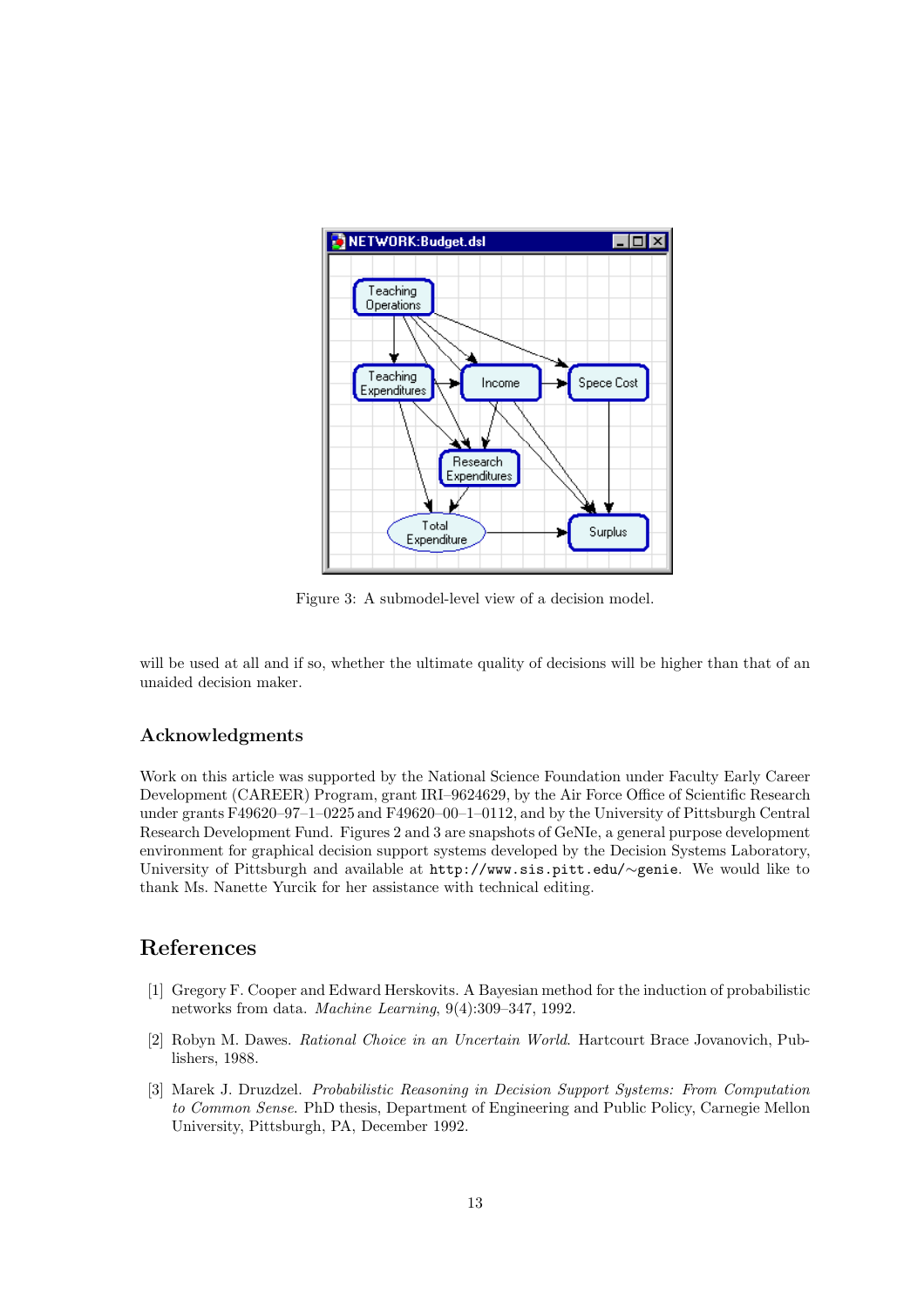Figure 3: A submodel-level view of a decision model.

will be used at all and if so, whether the ultimate quality of decisions will be higher than that of an unaided decision maker.

## Acknowledgments

Work on this article was supported by the National Science Foundation under Faculty Early Career Development (CAREER) Program, grant IRI–9624629, by the Air Force Office of Scientific Research under grants F49620–97–1–0225 and F49620–00–1–0112, and by the University of Pittsburgh Central Research Development Fund. Figures 2 and 3 are snapshots of GeNIe, a general purpose development environment for graphical decision support systems developed by the Decision Systems Laboratory, University of Pittsburgh and available at `http://www.sis.pitt.edu/~genie`. We would like to thank Ms. Nanette Yurcik for her assistance with technical editing.

# References

[1] Gregory F. Cooper and Edward Herskovits. A Bayesian method for the induction of probabilistic networks from data. *Machine Learning*, 9(4):309–347, 1992.

[2] Robyn M. Dawes. *Rational Choice in an Uncertain World*. Hartcourt Brace Jovanovich, Publishers, 1988.

[3] Marek J. Druzdzel. *Probabilistic Reasoning in Decision Support Systems: From Computation to Common Sense*. PhD thesis, Department of Engineering and Public Policy, Carnegie Mellon University, Pittsburgh, PA, December 1992.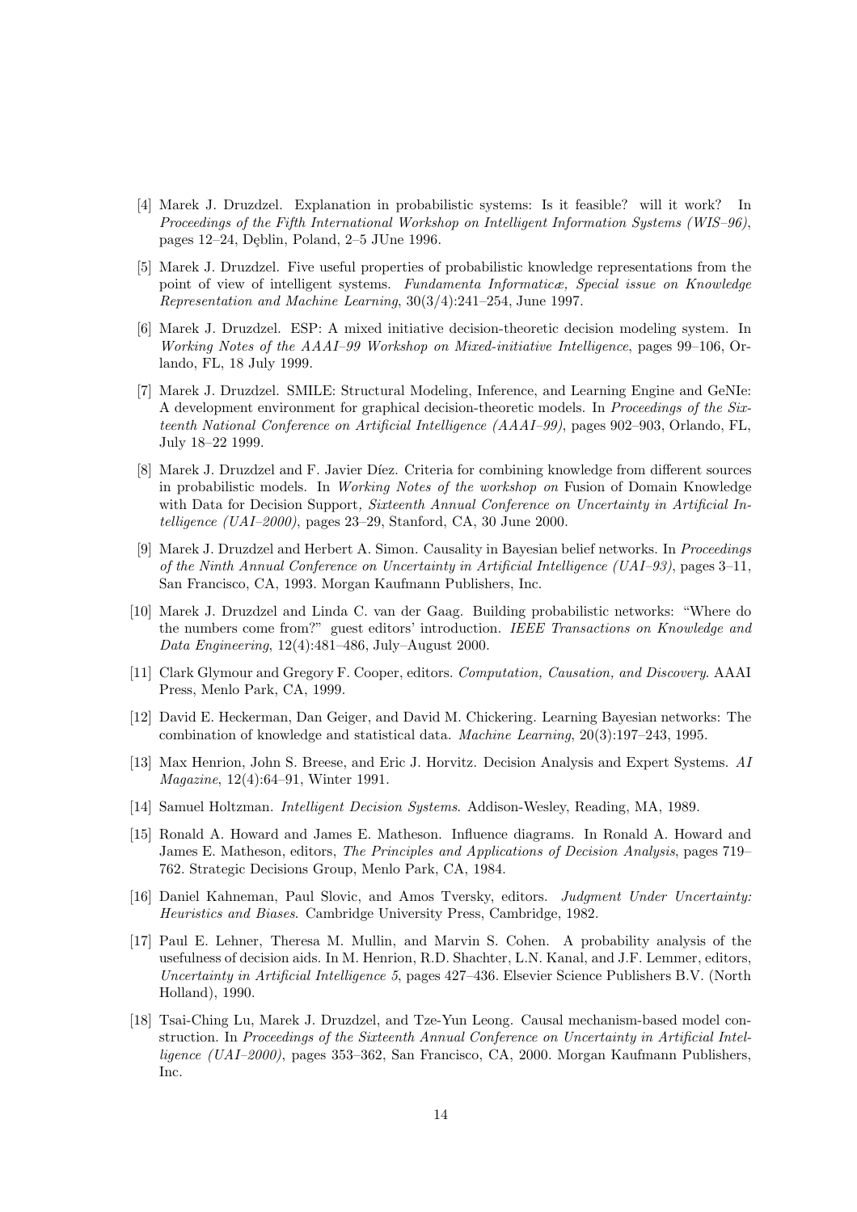[4] Marek J. Druzdzel. Explanation in probabilistic systems: Is it feasible? will it work? In *Proceedings of the Fifth International Workshop on Intelligent Information Systems (WIS–96)*, pages 12–24, Dęblin, Poland, 2–5 JUne 1996.

[5] Marek J. Druzdzel. Five useful properties of probabilistic knowledge representations from the point of view of intelligent systems. *Fundamenta Informaticæ, Special issue on Knowledge Representation and Machine Learning*, 30(3/4):241–254, June 1997.

[6] Marek J. Druzdzel. ESP: A mixed initiative decision-theoretic decision modeling system. In *Working Notes of the AAAI–99 Workshop on Mixed-initiative Intelligence*, pages 99–106, Orlando, FL, 18 July 1999.

[7] Marek J. Druzdzel. SMILE: Structural Modeling, Inference, and Learning Engine and GeNIe: A development environment for graphical decision-theoretic models. In *Proceedings of the Sixteenth National Conference on Artificial Intelligence (AAAI–99)*, pages 902–903, Orlando, FL, July 18–22 1999.

[8] Marek J. Druzdzel and F. Javier Díez. Criteria for combining knowledge from different sources in probabilistic models. In *Working Notes of the workshop on* Fusion of Domain Knowledge with Data for Decision Support*, Sixteenth Annual Conference on Uncertainty in Artificial Intelligence (UAI–2000)*, pages 23–29, Stanford, CA, 30 June 2000.

[9] Marek J. Druzdzel and Herbert A. Simon. Causality in Bayesian belief networks. In *Proceedings of the Ninth Annual Conference on Uncertainty in Artificial Intelligence (UAI–93)*, pages 3–11, San Francisco, CA, 1993. Morgan Kaufmann Publishers, Inc.

[10] Marek J. Druzdzel and Linda C. van der Gaag. Building probabilistic networks: "Where do the numbers come from?" guest editors' introduction. *IEEE Transactions on Knowledge and Data Engineering*, 12(4):481–486, July–August 2000.

[11] Clark Glymour and Gregory F. Cooper, editors. *Computation, Causation, and Discovery*. AAAI Press, Menlo Park, CA, 1999.

[12] David E. Heckerman, Dan Geiger, and David M. Chickering. Learning Bayesian networks: The combination of knowledge and statistical data. *Machine Learning*, 20(3):197–243, 1995.

[13] Max Henrion, John S. Breese, and Eric J. Horvitz. Decision Analysis and Expert Systems. *AI Magazine*, 12(4):64–91, Winter 1991.

[14] Samuel Holtzman. *Intelligent Decision Systems*. Addison-Wesley, Reading, MA, 1989.

[15] Ronald A. Howard and James E. Matheson. Influence diagrams. In Ronald A. Howard and James E. Matheson, editors, *The Principles and Applications of Decision Analysis*, pages 719–762. Strategic Decisions Group, Menlo Park, CA, 1984.

[16] Daniel Kahneman, Paul Slovic, and Amos Tversky, editors. *Judgment Under Uncertainty: Heuristics and Biases*. Cambridge University Press, Cambridge, 1982.

[17] Paul E. Lehner, Theresa M. Mullin, and Marvin S. Cohen. A probability analysis of the usefulness of decision aids. In M. Henrion, R.D. Shachter, L.N. Kanal, and J.F. Lemmer, editors, *Uncertainty in Artificial Intelligence 5*, pages 427–436. Elsevier Science Publishers B.V. (North Holland), 1990.

[18] Tsai-Ching Lu, Marek J. Druzdzel, and Tze-Yun Leong. Causal mechanism-based model construction. In *Proceedings of the Sixteenth Annual Conference on Uncertainty in Artificial Intelligence (UAI–2000)*, pages 353–362, San Francisco, CA, 2000. Morgan Kaufmann Publishers, Inc.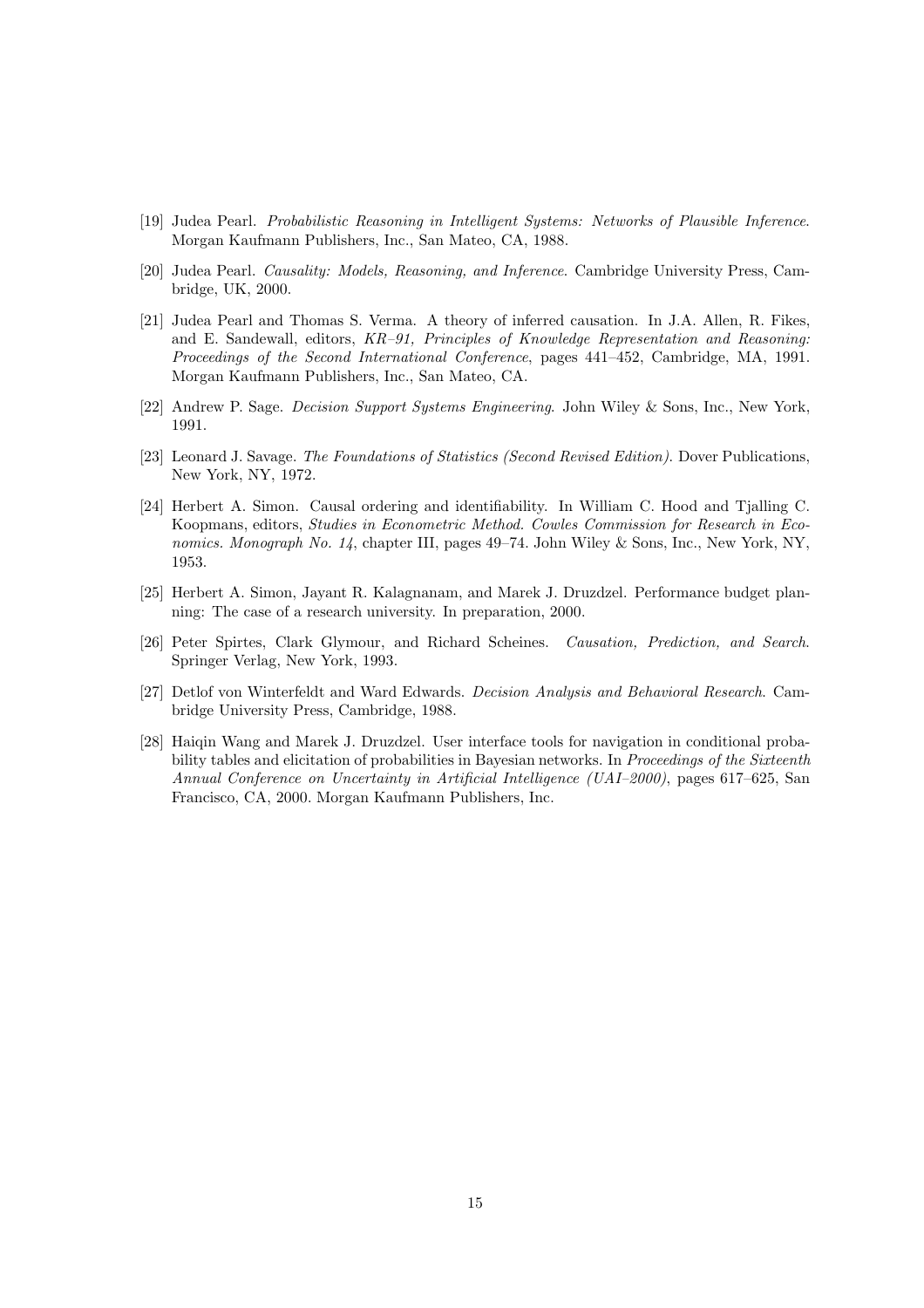[19] Judea Pearl. *Probabilistic Reasoning in Intelligent Systems: Networks of Plausible Inference*. Morgan Kaufmann Publishers, Inc., San Mateo, CA, 1988.

[20] Judea Pearl. *Causality: Models, Reasoning, and Inference*. Cambridge University Press, Cambridge, UK, 2000.

[21] Judea Pearl and Thomas S. Verma. A theory of inferred causation. In J.A. Allen, R. Fikes, and E. Sandewall, editors, *KR–91, Principles of Knowledge Representation and Reasoning: Proceedings of the Second International Conference*, pages 441–452, Cambridge, MA, 1991. Morgan Kaufmann Publishers, Inc., San Mateo, CA.

[22] Andrew P. Sage. *Decision Support Systems Engineering*. John Wiley & Sons, Inc., New York, 1991.

[23] Leonard J. Savage. *The Foundations of Statistics (Second Revised Edition)*. Dover Publications, New York, NY, 1972.

[24] Herbert A. Simon. Causal ordering and identifiability. In William C. Hood and Tjalling C. Koopmans, editors, *Studies in Econometric Method. Cowles Commission for Research in Economics. Monograph No. 14*, chapter III, pages 49–74. John Wiley & Sons, Inc., New York, NY, 1953.

[25] Herbert A. Simon, Jayant R. Kalagnanam, and Marek J. Druzdzel. Performance budget planning: The case of a research university. In preparation, 2000.

[26] Peter Spirtes, Clark Glymour, and Richard Scheines. *Causation, Prediction, and Search*. Springer Verlag, New York, 1993.

[27] Detlof von Winterfeldt and Ward Edwards. *Decision Analysis and Behavioral Research*. Cambridge University Press, Cambridge, 1988.

[28] Haiqin Wang and Marek J. Druzdzel. User interface tools for navigation in conditional probability tables and elicitation of probabilities in Bayesian networks. In *Proceedings of the Sixteenth Annual Conference on Uncertainty in Artificial Intelligence (UAI–2000)*, pages 617–625, San Francisco, CA, 2000. Morgan Kaufmann Publishers, Inc.